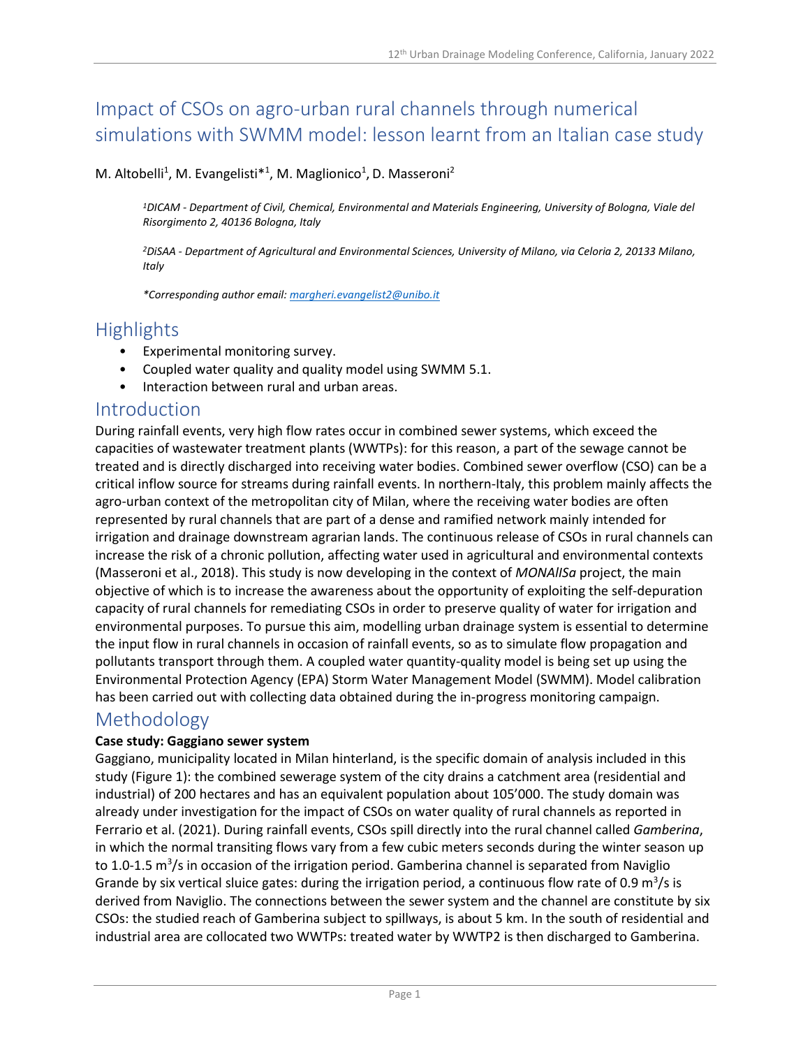# Impact of CSOs on agro-urban rural channels through numerical simulations with SWMM model: lesson learnt from an Italian case study

M. Altobelli[1], M. Evangelisti*[1], M. Maglionico[1], D. Masseroni[2]

*[1]DICAM - Department of Civil, Chemical, Environmental and Materials Engineering, University of Bologna, Viale del Risorgimento 2, 40136 Bologna, Italy*

*[2]DiSAA - Department of Agricultural and Environmental Sciences, University of Milano, via Celoria 2, 20133 Milano, Italy*

*\*Corresponding author email: margheri.evangelist2@unibo.it*

## Highlights

- Experimental monitoring survey.
- Coupled water quality and quality model using SWMM 5.1.
- Interaction between rural and urban areas.

## Introduction

During rainfall events, very high flow rates occur in combined sewer systems, which exceed the capacities of wastewater treatment plants (WWTPs): for this reason, a part of the sewage cannot be treated and is directly discharged into receiving water bodies. Combined sewer overflow (CSO) can be a critical inflow source for streams during rainfall events. In northern-Italy, this problem mainly affects the agro-urban context of the metropolitan city of Milan, where the receiving water bodies are often represented by rural channels that are part of a dense and ramified network mainly intended for irrigation and drainage downstream agrarian lands. The continuous release of CSOs in rural channels can increase the risk of a chronic pollution, affecting water used in agricultural and environmental contexts (Masseroni et al., 2018). This study is now developing in the context of *MONAlISa* project, the main objective of which is to increase the awareness about the opportunity of exploiting the self-depuration capacity of rural channels for remediating CSOs in order to preserve quality of water for irrigation and environmental purposes. To pursue this aim, modelling urban drainage system is essential to determine the input flow in rural channels in occasion of rainfall events, so as to simulate flow propagation and pollutants transport through them. A coupled water quantity-quality model is being set up using the Environmental Protection Agency (EPA) Storm Water Management Model (SWMM). Model calibration has been carried out with collecting data obtained during the in-progress monitoring campaign.

## Methodology

**Case study: Gaggiano sewer system**

Gaggiano, municipality located in Milan hinterland, is the specific domain of analysis included in this study (Figure 1): the combined sewerage system of the city drains a catchment area (residential and industrial) of 200 hectares and has an equivalent population about 105'000. The study domain was already under investigation for the impact of CSOs on water quality of rural channels as reported in Ferrario et al. (2021). During rainfall events, CSOs spill directly into the rural channel called *Gamberina*, in which the normal transiting flows vary from a few cubic meters seconds during the winter season up to 1.0-1.5 $m^3/s$ in occasion of the irrigation period. Gamberina channel is separated from Naviglio Grande by six vertical sluice gates: during the irrigation period, a continuous flow rate of 0.9 $m^3/s$ is derived from Naviglio. The connections between the sewer system and the channel are constitute by six CSOs: the studied reach of Gamberina subject to spillways, is about 5 km. In the south of residential and industrial area are collocated two WWTPs: treated water by WWTP2 is then discharged to Gamberina.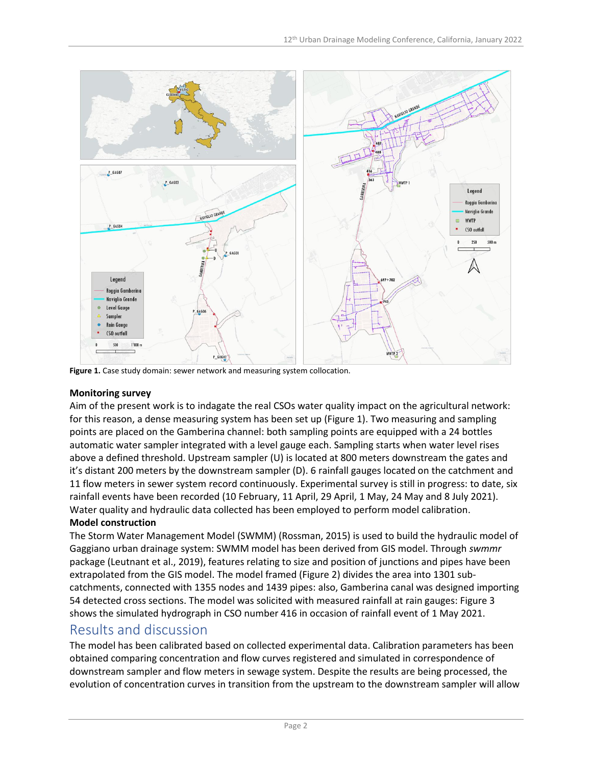Figure 1. Case study domain: sewer network and measuring system collocation.

**Monitoring survey**

Aim of the present work is to indagate the real CSOs water quality impact on the agricultural network: for this reason, a dense measuring system has been set up (Figure 1). Two measuring and sampling points are placed on the Gamberina channel: both sampling points are equipped with a 24 bottles automatic water sampler integrated with a level gauge each. Sampling starts when water level rises above a defined threshold. Upstream sampler (U) is located at 800 meters downstream the gates and it's distant 200 meters by the downstream sampler (D). 6 rainfall gauges located on the catchment and 11 flow meters in sewer system record continuously. Experimental survey is still in progress: to date, six rainfall events have been recorded (10 February, 11 April, 29 April, 1 May, 24 May and 8 July 2021). Water quality and hydraulic data collected has been employed to perform model calibration.

**Model construction**

The Storm Water Management Model (SWMM) (Rossman, 2015) is used to build the hydraulic model of Gaggiano urban drainage system: SWMM model has been derived from GIS model. Through *swmmr* package (Leutnant et al., 2019), features relating to size and position of junctions and pipes have been extrapolated from the GIS model. The model framed (Figure 2) divides the area into 1301 sub-catchments, connected with 1355 nodes and 1439 pipes: also, Gamberina canal was designed importing 54 detected cross sections. The model was solicited with measured rainfall at rain gauges: Figure 3 shows the simulated hydrograph in CSO number 416 in occasion of rainfall event of 1 May 2021.

# Results and discussion

The model has been calibrated based on collected experimental data. Calibration parameters has been obtained comparing concentration and flow curves registered and simulated in correspondence of downstream sampler and flow meters in sewage system. Despite the results are being processed, the evolution of concentration curves in transition from the upstream to the downstream sampler will allow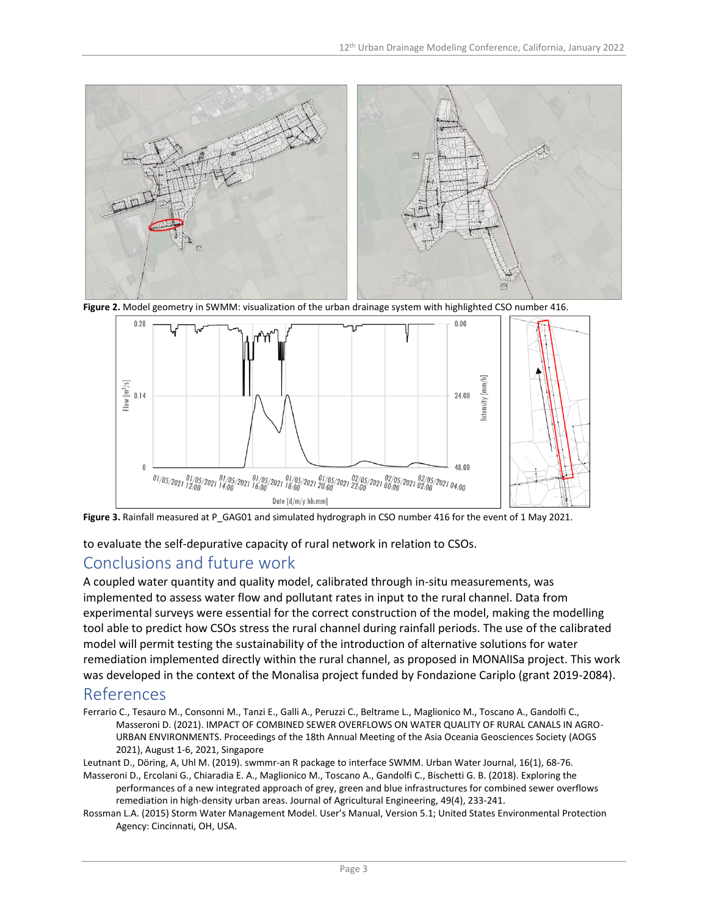**Figure 2.** Model geometry in SWMM: visualization of the urban drainage system with highlighted CSO number 416.

0.28
0.14
0
Flow [m³/s]
0.00
24.00
48.00
Intensity [mm/h]
01/05/2021 12:00 01/05/2021 14:00 01/05/2021 16:00 01/05/2021 18:00 01/05/2021 20:00 01/05/2021 22:00 02/05/2021 00:00 02/05/2021 02:00 02/05/2021 04:00
Date [d/m/y hh:mm]

**Figure 3.** Rainfall measured at P_GAG01 and simulated hydrograph in CSO number 416 for the event of 1 May 2021.

to evaluate the self-depurative capacity of rural network in relation to CSOs.

## Conclusions and future work

A coupled water quantity and quality model, calibrated through in-situ measurements, was implemented to assess water flow and pollutant rates in input to the rural channel. Data from experimental surveys were essential for the correct construction of the model, making the modelling tool able to predict how CSOs stress the rural channel during rainfall periods. The use of the calibrated model will permit testing the sustainability of the introduction of alternative solutions for water remediation implemented directly within the rural channel, as proposed in MONAlISa project. This work was developed in the context of the Monalisa project funded by Fondazione Cariplo (grant 2019-2084).

## References

Ferrario C., Tesauro M., Consonni M., Tanzi E., Galli A., Peruzzi C., Beltrame L., Maglionico M., Toscano A., Gandolfi C., Masseroni D. (2021). IMPACT OF COMBINED SEWER OVERFLOWS ON WATER QUALITY OF RURAL CANALS IN AGRO-URBAN ENVIRONMENTS. Proceedings of the 18th Annual Meeting of the Asia Oceania Geosciences Society (AOGS 2021), August 1-6, 2021, Singapore

Leutnant D., Döring, A, Uhl M. (2019). swmmr-an R package to interface SWMM. Urban Water Journal, 16(1), 68-76.

Masseroni D., Ercolani G., Chiaradia E. A., Maglionico M., Toscano A., Gandolfi C., Bischetti G. B. (2018). Exploring the performances of a new integrated approach of grey, green and blue infrastructures for combined sewer overflows remediation in high-density urban areas. Journal of Agricultural Engineering, 49(4), 233-241.

Rossman L.A. (2015) Storm Water Management Model. User's Manual, Version 5.1; United States Environmental Protection Agency: Cincinnati, OH, USA.